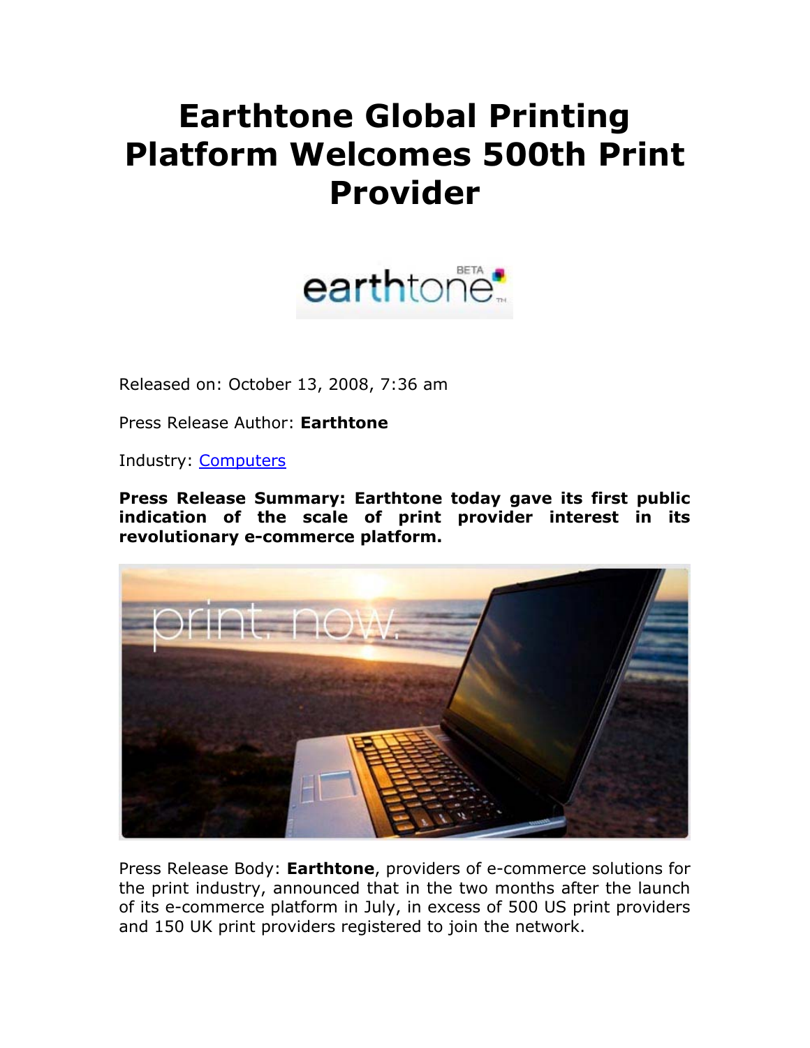# Earthtone Global Printing Platform Welcomes 500th Print Provider

Released on: October 13, 2008, 7:36 am

Press Release Author: **Earthtone**

Industry: Computers

**Press Release Summary: Earthtone today gave its first public indication of the scale of print provider interest in its revolutionary e-commerce platform.**

Press Release Body: **Earthtone**, providers of e-commerce solutions for the print industry, announced that in the two months after the launch of its e-commerce platform in July, in excess of 500 US print providers and 150 UK print providers registered to join the network.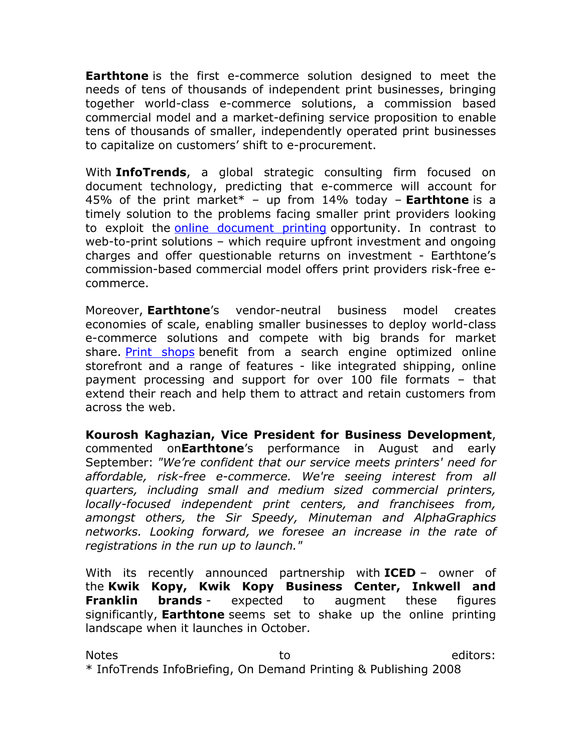**Earthtone** is the first e-commerce solution designed to meet the needs of tens of thousands of independent print businesses, bringing together world-class e-commerce solutions, a commission based commercial model and a market-defining service proposition to enable tens of thousands of smaller, independently operated print businesses to capitalize on customers' shift to e-procurement.

With **InfoTrends**, a global strategic consulting firm focused on document technology, predicting that e-commerce will account for 45% of the print market* – up from 14% today – **Earthtone** is a timely solution to the problems facing smaller print providers looking to exploit the online document printing opportunity. In contrast to web-to-print solutions – which require upfront investment and ongoing charges and offer questionable returns on investment - Earthtone's commission-based commercial model offers print providers risk-free e-commerce.

Moreover, **Earthtone**'s vendor-neutral business model creates economies of scale, enabling smaller businesses to deploy world-class e-commerce solutions and compete with big brands for market share. Print shops benefit from a search engine optimized online storefront and a range of features - like integrated shipping, online payment processing and support for over 100 file formats – that extend their reach and help them to attract and retain customers from across the web.

**Kourosh Kaghazian, Vice President for Business Development**, commented on**Earthtone**'s performance in August and early September: *"We're confident that our service meets printers' need for affordable, risk-free e-commerce. We're seeing interest from all quarters, including small and medium sized commercial printers, locally-focused independent print centers, and franchisees from, amongst others, the Sir Speedy, Minuteman and AlphaGraphics networks. Looking forward, we foresee an increase in the rate of registrations in the run up to launch."*

With its recently announced partnership with **ICED** – owner of the **Kwik Kopy, Kwik Kopy Business Center, Inkwell and Franklin brands** - expected to augment these figures significantly, **Earthtone** seems set to shake up the online printing landscape when it launches in October.

Notes to editors:
* InfoTrends InfoBriefing, On Demand Printing & Publishing 2008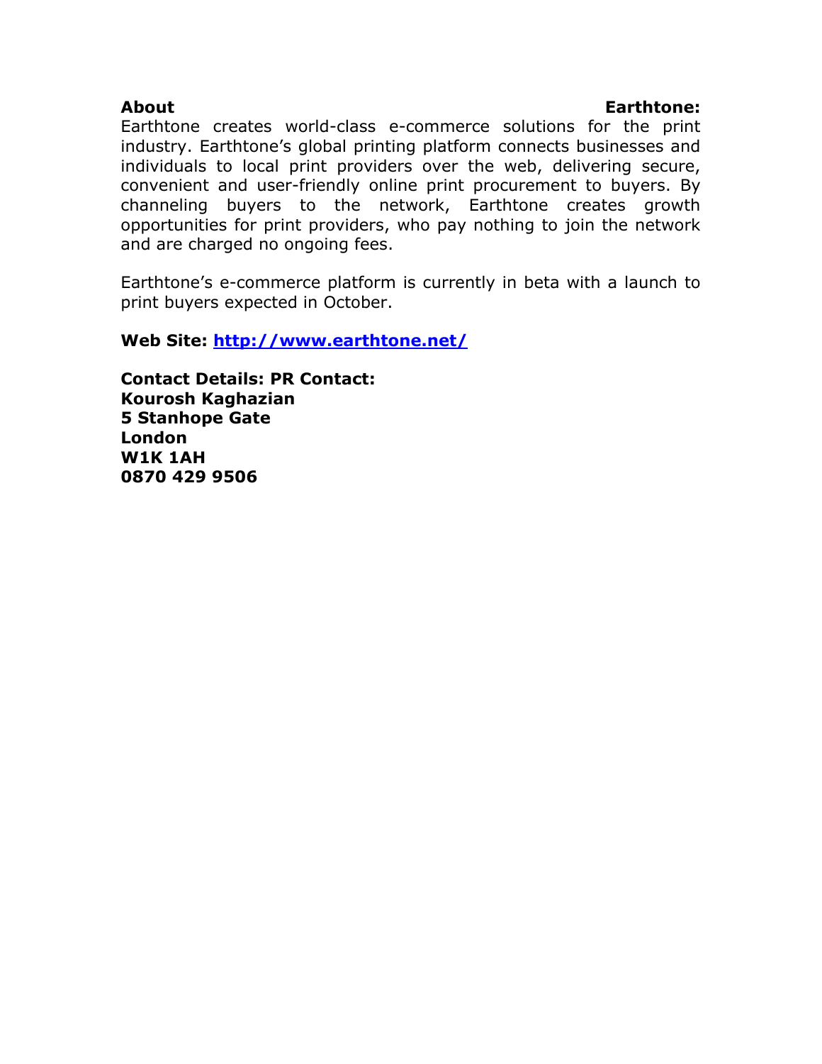**About Earthtone:**
Earthtone creates world-class e-commerce solutions for the print industry. Earthtone's global printing platform connects businesses and individuals to local print providers over the web, delivering secure, convenient and user-friendly online print procurement to buyers. By channeling buyers to the network, Earthtone creates growth opportunities for print providers, who pay nothing to join the network and are charged no ongoing fees.

Earthtone's e-commerce platform is currently in beta with a launch to print buyers expected in October.

**Web Site: [http://www.earthtone.net/](http://www.earthtone.net/)**

**Contact Details: PR Contact:**
**Kourosh Kaghazian**
**5 Stanhope Gate**
**London**
**W1K 1AH**
**0870 429 9506**